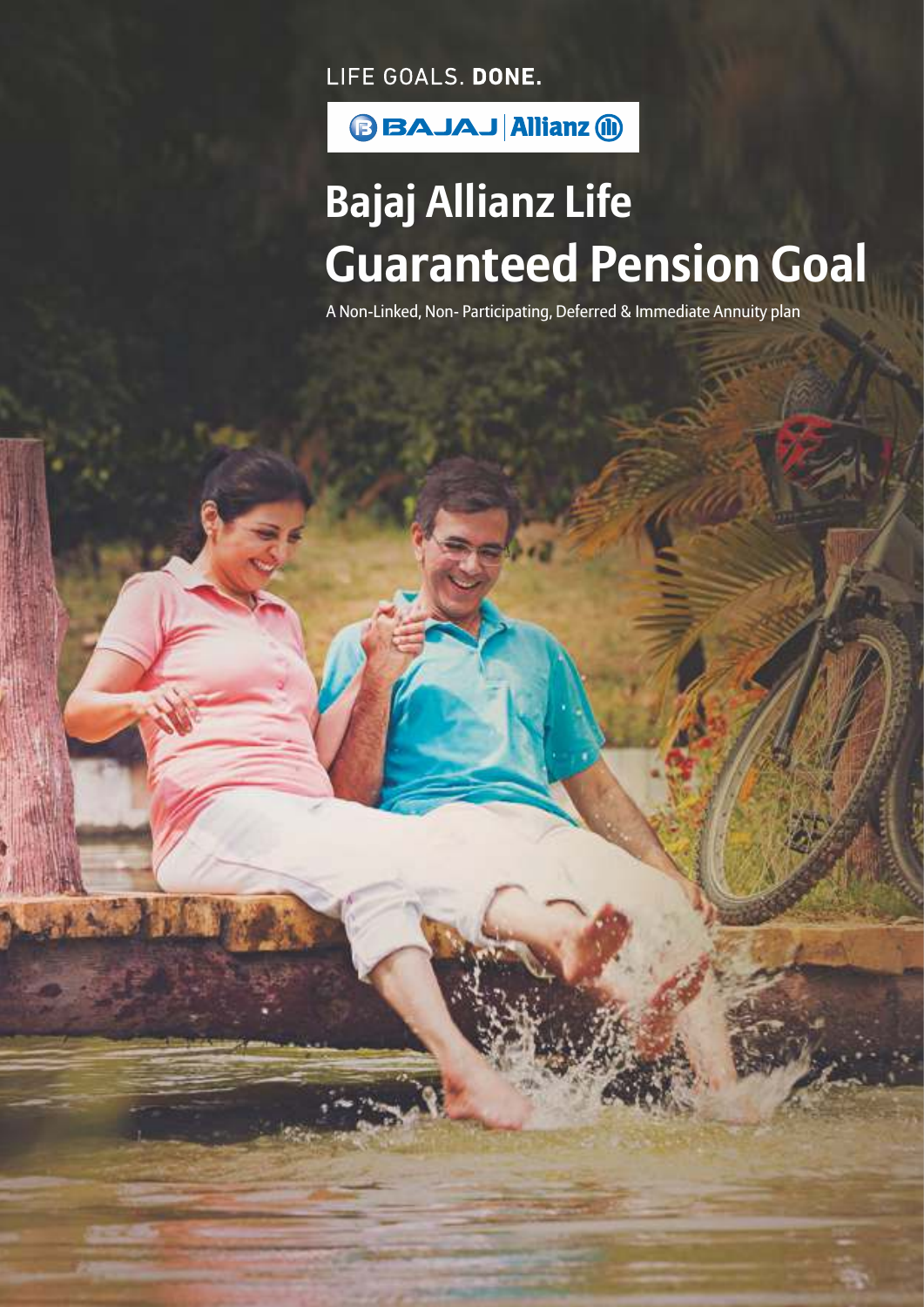LIFE GOALS. **DONE.**

BAJAJ | Allianz

# Bajaj Allianz Life Guaranteed Pension Goal

A Non-Linked, Non- Participating, Deferred & Immediate Annuity plan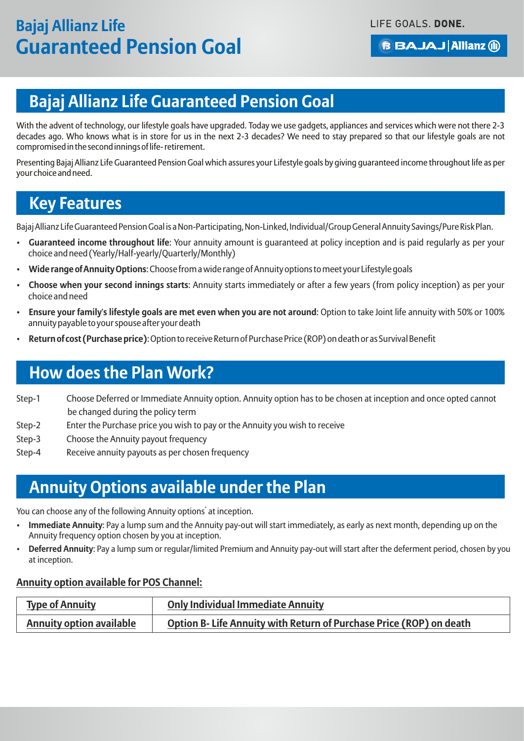# Bajaj Allianz Life Guaranteed Pension Goal

## Bajaj Allianz Life Guaranteed Pension Goal

With the advent of technology, our lifestyle goals have upgraded. Today we use gadgets, appliances and services which were not there 2-3 decades ago. Who knows what is in store for us in the next 2-3 decades? We need to stay prepared so that our lifestyle goals are not compromised in the second innings of life- retirement.

Presenting Bajaj Allianz Life Guaranteed Pension Goal which assures your Lifestyle goals by giving guaranteed income throughout life as per your choice and need.

## Key Features

Bajaj Allianz Life Guaranteed Pension Goal is a Non-Participating, Non-Linked, Individual/Group General Annuity Savings/Pure Risk Plan.

- **Guaranteed income throughout life**: Your annuity amount is guaranteed at policy inception and is paid regularly as per your choice and need (Yearly/Half-yearly/Quarterly/Monthly)
- **Wide range of Annuity Options**: Choose from a wide range of Annuity options to meet your Lifestyle goals
- **Choose when your second innings starts**: Annuity starts immediately or after a few years (from policy inception) as per your choice and need
- **Ensure your family's lifestyle goals are met even when you are not around**: Option to take Joint life annuity with 50% or 100% annuity payable to your spouse after your death
- **Return of cost (Purchase price)**: Option to receive Return of Purchase Price (ROP) on death or as Survival Benefit

## How does the Plan Work?

Step-1 Choose Deferred or Immediate Annuity option. Annuity option has to be chosen at inception and once opted cannot be changed during the policy term

Step-2 Enter the Purchase price you wish to pay or the Annuity you wish to receive

Step-3 Choose the Annuity payout frequency

Step-4 Receive annuity payouts as per chosen frequency

## Annuity Options available under the Plan

You can choose any of the following Annuity options* at inception.

- **Immediate Annuity**: Pay a lump sum and the Annuity pay-out will start immediately, as early as next month, depending up on the Annuity frequency option chosen by you at inception.
- **Deferred Annuity**: Pay a lump sum or regular/limited Premium and Annuity pay-out will start after the deferment period, chosen by you at inception.

**Annuity option available for POS Channel:**

| Type of Annuity | Only Individual Immediate Annuity |
|---|---|
| Annuity option available | Option B- Life Annuity with Return of Purchase Price (ROP) on death |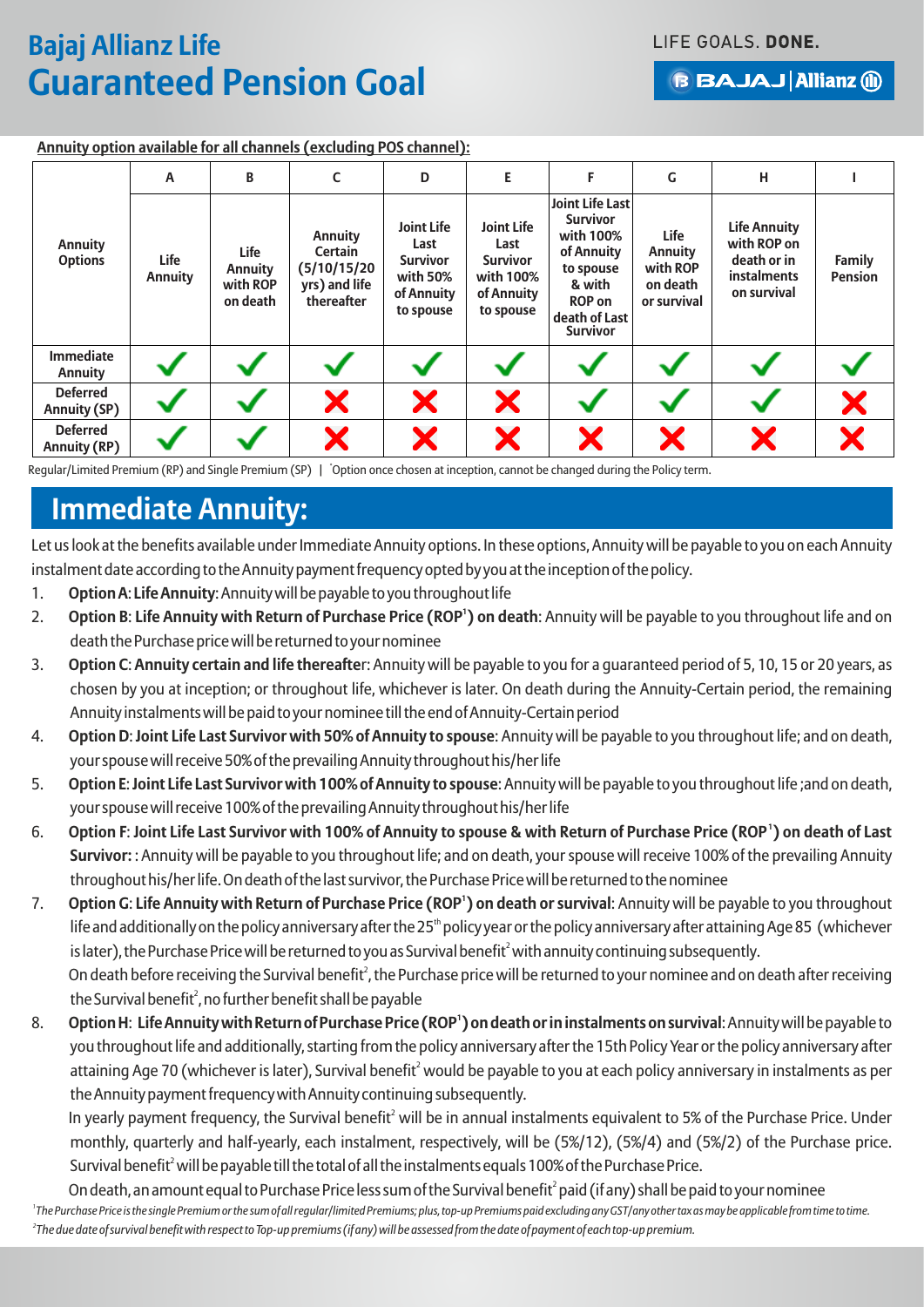# Bajaj Allianz Life Guaranteed Pension Goal

LIFE GOALS. DONE.

**Annuity option available for all channels (excluding POS channel):**

| | A | B | C | D | E | F | G | H | I |
|---|---|---|---|---|---|---|---|---|---|
| **Annuity Options** | **Life Annuity** | **Life Annuity with ROP on death** | **Annuity Certain (5/10/15/20 yrs) and life thereafter** | **Joint Life Last Survivor with 50% of Annuity to spouse** | **Joint Life Last Survivor with 100% of Annuity to spouse** | **Joint Life Last Survivor with 100% of Annuity to spouse & with ROP on death of Last Survivor** | **Life Annuity with ROP on death or survival** | **Life Annuity with ROP on death or in instalments on survival** | **Family Pension** |
| **Immediate Annuity** | ✓ | ✓ | ✓ | ✓ | ✓ | ✓ | ✓ | ✓ | ✓ |
| **Deferred Annuity (SP)** | ✓ | ✓ | ✗ | ✗ | ✗ | ✓ | ✓ | ✓ | ✗ |
| **Deferred Annuity (RP)** | ✓ | ✓ | ✗ | ✗ | ✗ | ✗ | ✗ | ✗ | ✗ |

Regular/Limited Premium (RP) and Single Premium (SP) | *Option once chosen at inception, cannot be changed during the Policy term.

## Immediate Annuity:

Let us look at the benefits available under Immediate Annuity options. In these options, Annuity will be payable to you on each Annuity instalment date according to the Annuity payment frequency opted by you at the inception of the policy.

1. **Option A**: **Life Annuity**: Annuity will be payable to you throughout life
2. **Option B**: **Life Annuity with Return of Purchase Price (ROP[1]) on death**: Annuity will be payable to you throughout life and on death the Purchase price will be returned to your nominee
3. **Option C**: **Annuity certain and life thereafte**r: Annuity will be payable to you for a guaranteed period of 5, 10, 15 or 20 years, as chosen by you at inception; or throughout life, whichever is later. On death during the Annuity-Certain period, the remaining Annuity instalments will be paid to your nominee till the end of Annuity-Certain period
4. **Option D**: **Joint Life Last Survivor with 50% of Annuity to spouse**: Annuity will be payable to you throughout life; and on death, your spouse will receive 50% of the prevailing Annuity throughout his/her life
5. **Option E**: **Joint Life Last Survivor with 100% of Annuity to spouse**: Annuity will be payable to you throughout life ;and on death, your spouse will receive 100% of the prevailing Annuity throughout his/her life
6. **Option F**: **Joint Life Last Survivor with 100% of Annuity to spouse & with Return of Purchase Price (ROP[1]) on death of Last Survivor:** : Annuity will be payable to you throughout life; and on death, your spouse will receive 100% of the prevailing Annuity throughout his/her life. On death of the last survivor, the Purchase Price will be returned to the nominee
7. **Option G**: **Life Annuity with Return of Purchase Price (ROP[1]) on death or survival**: Annuity will be payable to you throughout life and additionally on the policy anniversary after the 25th policy year or the policy anniversary after attaining Age 85 (whichever is later), the Purchase Price will be returned to you as Survival benefit[2] with annuity continuing subsequently.
   On death before receiving the Survival benefit[2], the Purchase price will be returned to your nominee and on death after receiving the Survival benefit[2], no further benefit shall be payable
8. **Option H**: **Life Annuity with Return of Purchase Price (ROP[1]) on death or in instalments on survival**: Annuity will be payable to you throughout life and additionally, starting from the policy anniversary after the 15th Policy Year or the policy anniversary after attaining Age 70 (whichever is later), Survival benefit[2] would be payable to you at each policy anniversary in instalments as per the Annuity payment frequency with Annuity continuing subsequently.
   In yearly payment frequency, the Survival benefit[2] will be in annual instalments equivalent to 5% of the Purchase Price. Under monthly, quarterly and half-yearly, each instalment, respectively, will be (5%/12), (5%/4) and (5%/2) of the Purchase price. Survival benefit[2] will be payable till the total of all the instalments equals 100% of the Purchase Price.
   On death, an amount equal to Purchase Price less sum of the Survival benefit[2] paid (if any) shall be paid to your nominee

*[1]The Purchase Price is the single Premium or the sum of all regular/limited Premiums; plus, top-up Premiums paid excluding any GST/any other tax as may be applicable from time to time.*
*[2]The due date of survival benefit with respect to Top-up premiums (if any) will be assessed from the date of payment of each top-up premium.*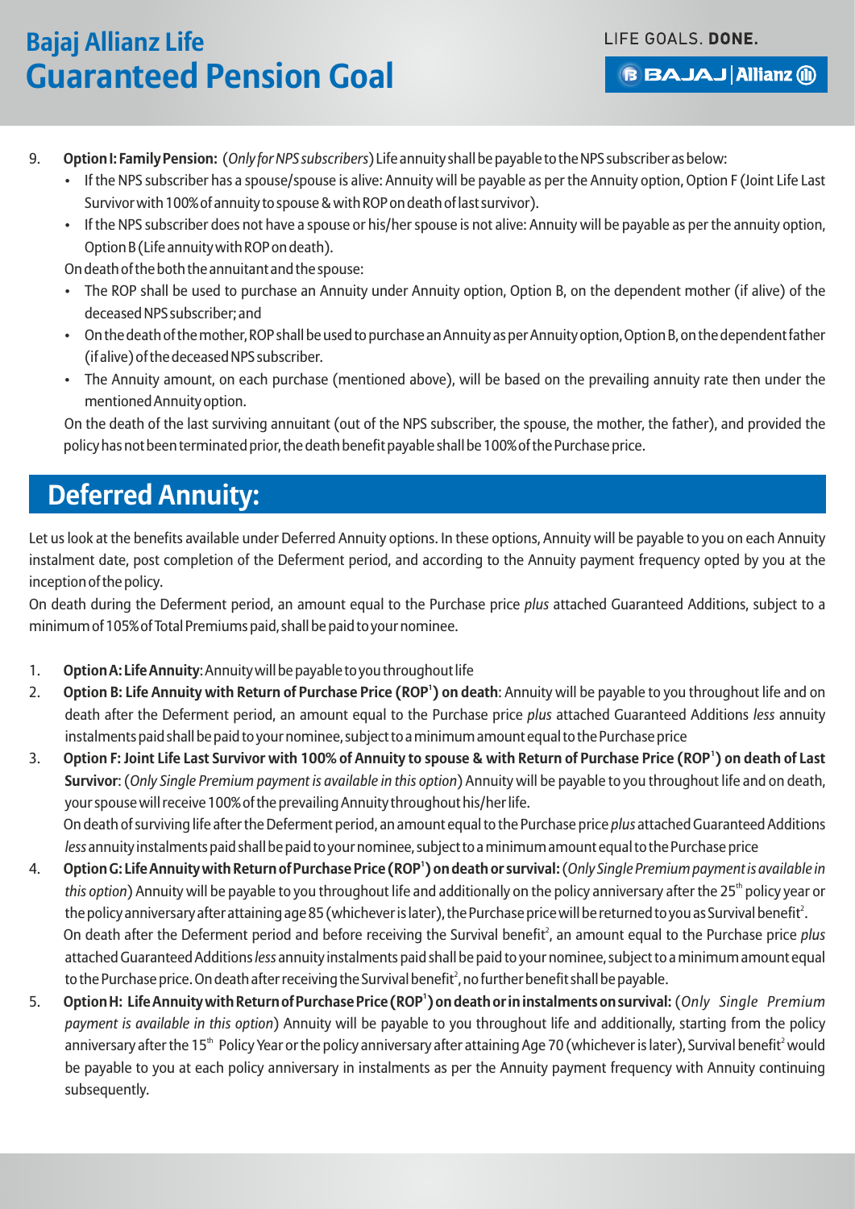9. **Option I: Family Pension:** (*Only for NPS subscribers*) Life annuity shall be payable to the NPS subscriber as below:
   - If the NPS subscriber has a spouse/spouse is alive: Annuity will be payable as per the Annuity option, Option F (Joint Life Last Survivor with 100% of annuity to spouse & with ROP on death of last survivor).
   - If the NPS subscriber does not have a spouse or his/her spouse is not alive: Annuity will be payable as per the annuity option, Option B (Life annuity with ROP on death).

   On death of the both the annuitant and the spouse:
   - The ROP shall be used to purchase an Annuity under Annuity option, Option B, on the dependent mother (if alive) of the deceased NPS subscriber; and
   - On the death of the mother, ROP shall be used to purchase an Annuity as per Annuity option, Option B, on the dependent father (if alive) of the deceased NPS subscriber.
   - The Annuity amount, on each purchase (mentioned above), will be based on the prevailing annuity rate then under the mentioned Annuity option.

   On the death of the last surviving annuitant (out of the NPS subscriber, the spouse, the mother, the father), and provided the policy has not been terminated prior, the death benefit payable shall be 100% of the Purchase price.

## Deferred Annuity:

Let us look at the benefits available under Deferred Annuity options. In these options, Annuity will be payable to you on each Annuity instalment date, post completion of the Deferment period, and according to the Annuity payment frequency opted by you at the inception of the policy.

On death during the Deferment period, an amount equal to the Purchase price *plus* attached Guaranteed Additions, subject to a minimum of 105% of Total Premiums paid, shall be paid to your nominee.

1. **Option A: Life Annuity**: Annuity will be payable to you throughout life
2. **Option B: Life Annuity with Return of Purchase Price (ROP[1]) on death**: Annuity will be payable to you throughout life and on death after the Deferment period, an amount equal to the Purchase price *plus* attached Guaranteed Additions *less* annuity instalments paid shall be paid to your nominee, subject to a minimum amount equal to the Purchase price
3. **Option F: Joint Life Last Survivor with 100% of Annuity to spouse & with Return of Purchase Price (ROP[1]) on death of Last Survivor**: (*Only Single Premium payment is available in this option*) Annuity will be payable to you throughout life and on death, your spouse will receive 100% of the prevailing Annuity throughout his/her life.

   On death of surviving life after the Deferment period, an amount equal to the Purchase price *plus* attached Guaranteed Additions *less* annuity instalments paid shall be paid to your nominee, subject to a minimum amount equal to the Purchase price
4. **Option G: Life Annuity with Return of Purchase Price (ROP[1]) on death or survival:** (*Only Single Premium payment is available in this option*) Annuity will be payable to you throughout life and additionally on the policy anniversary after the 25th policy year or the policy anniversary after attaining age 85 (whichever is later), the Purchase price will be returned to you as Survival benefit[2].

   On death after the Deferment period and before receiving the Survival benefit[2], an amount equal to the Purchase price *plus* attached Guaranteed Additions *less* annuity instalments paid shall be paid to your nominee, subject to a minimum amount equal to the Purchase price. On death after receiving the Survival benefit[2], no further benefit shall be payable.
5. **Option H: Life Annuity with Return of Purchase Price (ROP[1]) on death or in instalments on survival:** (*Only Single Premium payment is available in this option*) Annuity will be payable to you throughout life and additionally, starting from the policy anniversary after the 15th Policy Year or the policy anniversary after attaining Age 70 (whichever is later), Survival benefit[2] would be payable to you at each policy anniversary in instalments as per the Annuity payment frequency with Annuity continuing subsequently.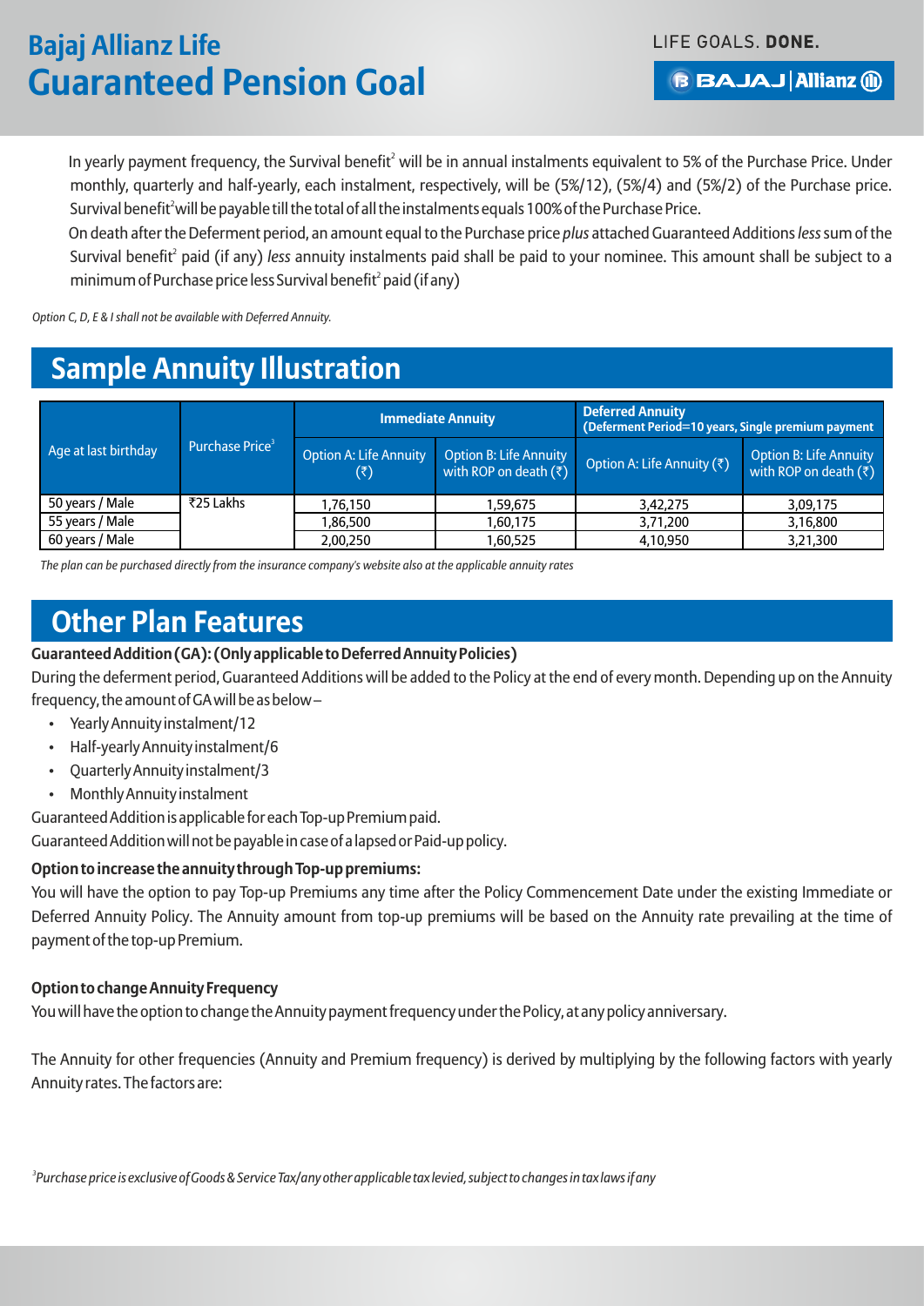In yearly payment frequency, the Survival benefit[2] will be in annual instalments equivalent to 5% of the Purchase Price. Under monthly, quarterly and half-yearly, each instalment, respectively, will be (5%/12), (5%/4) and (5%/2) of the Purchase price. Survival benefit[2] will be payable till the total of all the instalments equals 100% of the Purchase Price.

On death after the Deferment period, an amount equal to the Purchase price *plus* attached Guaranteed Additions *less* sum of the Survival benefit[2] paid (if any) *less* annuity instalments paid shall be paid to your nominee. This amount shall be subject to a minimum of Purchase price less Survival benefit[2] paid (if any)

*Option C, D, E & I shall not be available with Deferred Annuity.*

## Sample Annuity Illustration

| Age at last birthday | Purchase Price[3] | Immediate Annuity | | Deferred Annuity (Deferment Period=10 years, Single premium payment | |
|---|---|---|---|---|---|
| | | Option A: Life Annuity (₹) | Option B: Life Annuity with ROP on death (₹) | Option A: Life Annuity (₹) | Option B: Life Annuity with ROP on death (₹) |
| 50 years / Male | ₹25 Lakhs | 1,76,150 | 1,59,675 | 3,42,275 | 3,09,175 |
| 55 years / Male | | 1,86,500 | 1,60,175 | 3,71,200 | 3,16,800 |
| 60 years / Male | | 2,00,250 | 1,60,525 | 4,10,950 | 3,21,300 |

*The plan can be purchased directly from the insurance company's website also at the applicable annuity rates*

## Other Plan Features

**Guaranteed Addition (GA): (Only applicable to Deferred Annuity Policies)**

During the deferment period, Guaranteed Additions will be added to the Policy at the end of every month. Depending up on the Annuity frequency, the amount of GA will be as below –

- Yearly Annuity instalment/12
- Half-yearly Annuity instalment/6
- Quarterly Annuity instalment/3
- Monthly Annuity instalment

Guaranteed Addition is applicable for each Top-up Premium paid.

Guaranteed Addition will not be payable in case of a lapsed or Paid-up policy.

**Option to increase the annuity through Top-up premiums:**

You will have the option to pay Top-up Premiums any time after the Policy Commencement Date under the existing Immediate or Deferred Annuity Policy. The Annuity amount from top-up premiums will be based on the Annuity rate prevailing at the time of payment of the top-up Premium.

**Option to change Annuity Frequency**

You will have the option to change the Annuity payment frequency under the Policy, at any policy anniversary.

The Annuity for other frequencies (Annuity and Premium frequency) is derived by multiplying by the following factors with yearly Annuity rates. The factors are:

*[3] Purchase price is exclusive of Goods & Service Tax/any other applicable tax levied, subject to changes in tax laws if any*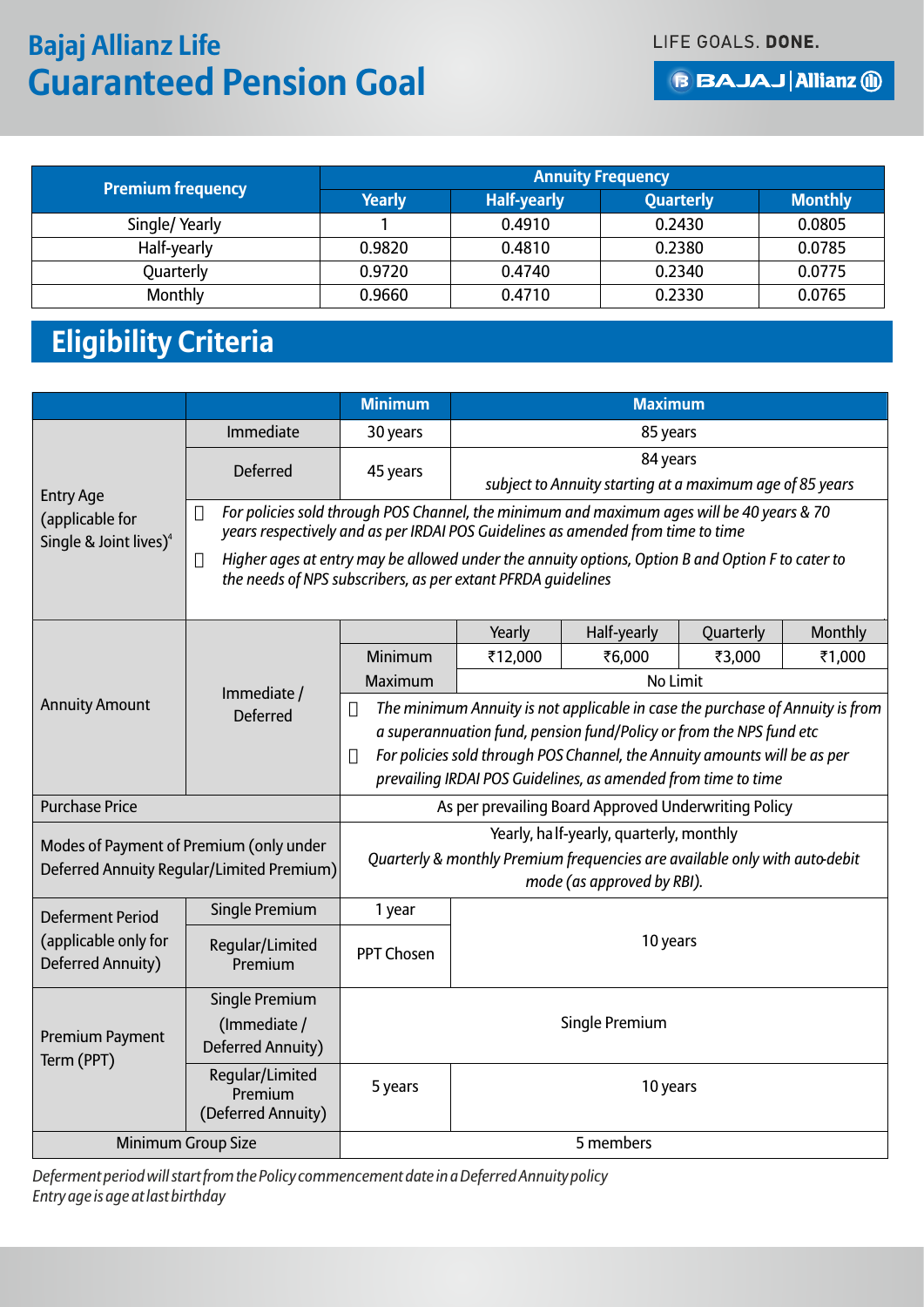| Premium frequency | Annuity Frequency | | | |
|---|---|---|---|---|
| | Yearly | Half-yearly | Quarterly | Monthly |
| Single/ Yearly | 1 | 0.4910 | 0.2430 | 0.0805 |
| Half-yearly | 0.9820 | 0.4810 | 0.2380 | 0.0785 |
| Quarterly | 0.9720 | 0.4740 | 0.2340 | 0.0775 |
| Monthly | 0.9660 | 0.4710 | 0.2330 | 0.0765 |

## Eligibility Criteria

| | | Minimum | Maximum | | | |
|---|---|---|---|---|---|---|
| Entry Age (applicable for Single & Joint lives)[4] | Immediate | 30 years | 85 years | | | |
| | Deferred | 45 years | 84 years *subject to Annuity starting at a maximum age of 85 years* | | | |
| | *For policies sold through POS Channel, the minimum and maximum ages will be 40 years & 70 years respectively and as per IRDAI POS Guidelines as amended from time to time* <br> *Higher ages at entry may be allowed under the annuity options, Option B and Option F to cater to the needs of NPS subscribers, as per extant PFRDA guidelines* | | | | | |
| Annuity Amount | Immediate / Deferred | | Yearly | Half-yearly | Quarterly | Monthly |
| | | Minimum | ₹12,000 | ₹6,000 | ₹3,000 | ₹1,000 |
| | | Maximum | No Limit | | | |
| | | *The minimum Annuity is not applicable in case the purchase of Annuity is from a superannuation fund, pension fund/Policy or from the NPS fund etc* <br> *For policies sold through POS Channel, the Annuity amounts will be as per prevailing IRDAI POS Guidelines, as amended from time to time* | | | | |
| Purchase Price | | As per prevailing Board Approved Underwriting Policy | | | | |
| Modes of Payment of Premium (only under Deferred Annuity Regular/Limited Premium) | | Yearly, half-yearly, quarterly, monthly *Quarterly & monthly Premium frequencies are available only with auto-debit mode (as approved by RBI).* | | | | |
| Deferment Period (applicable only for Deferred Annuity) | Single Premium | 1 year | 10 years | | | |
| | Regular/Limited Premium | PPT Chosen | 10 years | | | |
| Premium Payment Term (PPT) | Single Premium (Immediate / Deferred Annuity) | Single Premium | | | | |
| | Regular/Limited Premium (Deferred Annuity) | 5 years | 10 years | | | |
| Minimum Group Size | | 5 members | | | | |

*Deferment period will start from the Policy commencement date in a Deferred Annuity policy*
*Entry age is age at last birthday*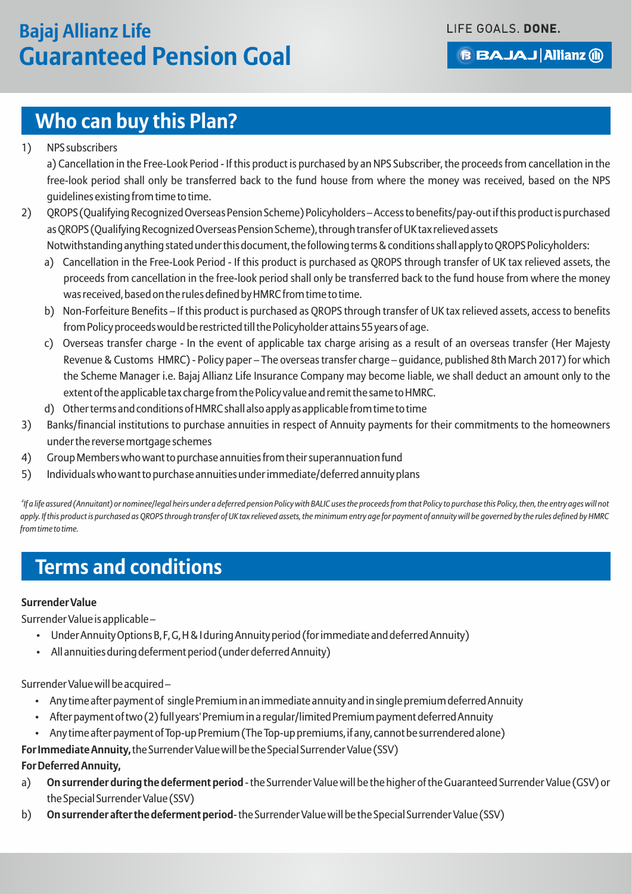## Who can buy this Plan?

1) NPS subscribers

   a) Cancellation in the Free-Look Period - If this product is purchased by an NPS Subscriber, the proceeds from cancellation in the free-look period shall only be transferred back to the fund house from where the money was received, based on the NPS guidelines existing from time to time.

2) QROPS (Qualifying Recognized Overseas Pension Scheme) Policyholders – Access to benefits/pay-out if this product is purchased as QROPS (Qualifying Recognized Overseas Pension Scheme), through transfer of UK tax relieved assets

   Notwithstanding anything stated under this document, the following terms & conditions shall apply to QROPS Policyholders:

   a) Cancellation in the Free-Look Period - If this product is purchased as QROPS through transfer of UK tax relieved assets, the proceeds from cancellation in the free-look period shall only be transferred back to the fund house from where the money was received, based on the rules defined by HMRC from time to time.

   b) Non-Forfeiture Benefits – If this product is purchased as QROPS through transfer of UK tax relieved assets, access to benefits from Policy proceeds would be restricted till the Policyholder attains 55 years of age.

   c) Overseas transfer charge - In the event of applicable tax charge arising as a result of an overseas transfer (Her Majesty Revenue & Customs HMRC) - Policy paper – The overseas transfer charge – guidance, published 8th March 2017) for which the Scheme Manager i.e. Bajaj Allianz Life Insurance Company may become liable, we shall deduct an amount only to the extent of the applicable tax charge from the Policy value and remit the same to HMRC.

   d) Other terms and conditions of HMRC shall also apply as applicable from time to time

3) Banks/financial institutions to purchase annuities in respect of Annuity payments for their commitments to the homeowners under the reverse mortgage schemes

4) Group Members who want to purchase annuities from their superannuation fund

5) Individuals who want to purchase annuities under immediate/deferred annuity plans

*[4] If a life assured (Annuitant) or nominee/legal heirs under a deferred pension Policy with BALIC uses the proceeds from that Policy to purchase this Policy, then, the entry ages will not apply. If this product is purchased as QROPS through transfer of UK tax relieved assets, the minimum entry age for payment of annuity will be governed by the rules defined by HMRC from time to time.*

## Terms and conditions

**Surrender Value**

Surrender Value is applicable –

- Under Annuity Options B, F, G, H & I during Annuity period (for immediate and deferred Annuity)
- All annuities during deferment period (under deferred Annuity)

Surrender Value will be acquired –

- Any time after payment of single Premium in an immediate annuity and in single premium deferred Annuity
- After payment of two (2) full years' Premium in a regular/limited Premium payment deferred Annuity
- Any time after payment of Top-up Premium (The Top-up premiums, if any, cannot be surrendered alone)

**For Immediate Annuity,** the Surrender Value will be the Special Surrender Value (SSV)

**For Deferred Annuity,**

a) **On surrender during the deferment period** - the Surrender Value will be the higher of the Guaranteed Surrender Value (GSV) or the Special Surrender Value (SSV)

b) **On surrender after the deferment period** - the Surrender Value will be the Special Surrender Value (SSV)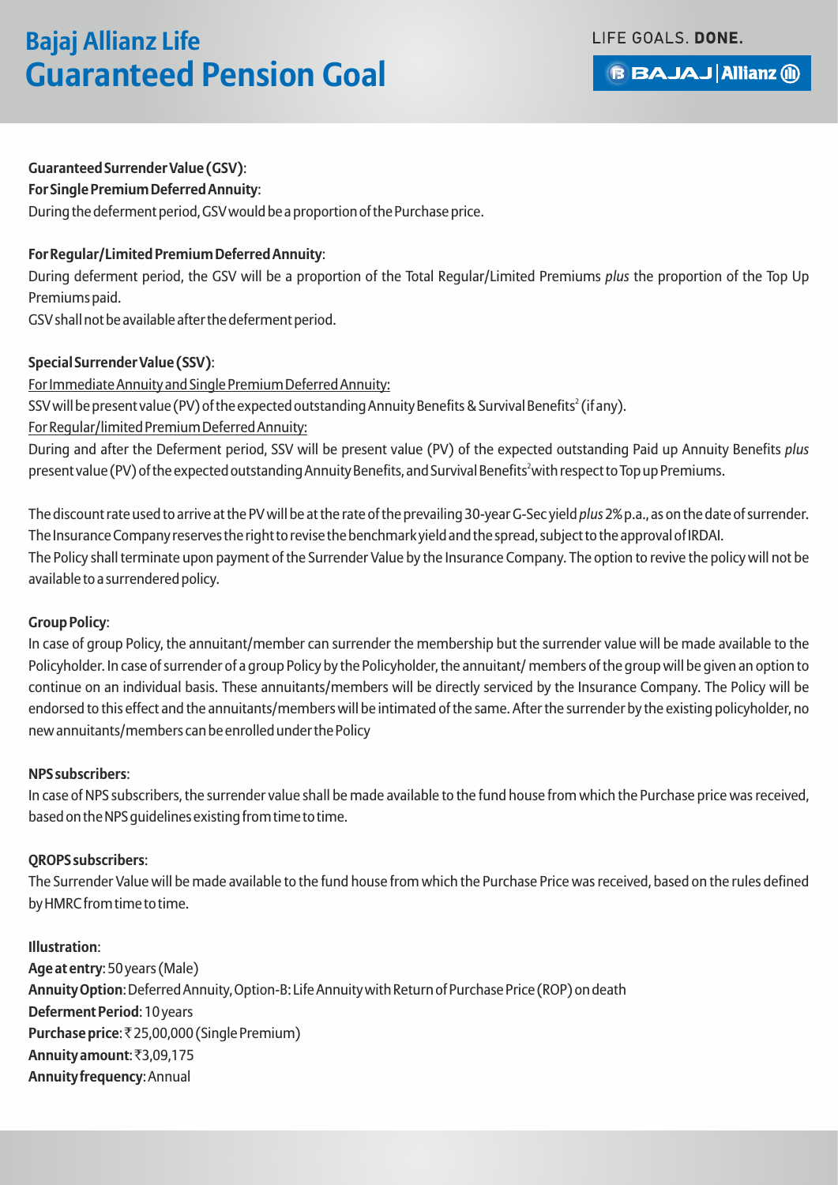**Guaranteed Surrender Value (GSV)**:

**For Single Premium Deferred Annuity**:

During the deferment period, GSV would be a proportion of the Purchase price.

**For Regular/Limited Premium Deferred Annuity**:

During deferment period, the GSV will be a proportion of the Total Regular/Limited Premiums *plus* the proportion of the Top Up Premiums paid.

GSV shall not be available after the deferment period.

**Special Surrender Value (SSV)**:

<u>For Immediate Annuity and Single Premium Deferred Annuity:</u>

SSV will be present value (PV) of the expected outstanding Annuity Benefits & Survival Benefits[2] (if any).

<u>For Regular/limited Premium Deferred Annuity:</u>

During and after the Deferment period, SSV will be present value (PV) of the expected outstanding Paid up Annuity Benefits *plus* present value (PV) of the expected outstanding Annuity Benefits, and Survival Benefits[2] with respect to Top up Premiums.

The discount rate used to arrive at the PV will be at the rate of the prevailing 30-year G-Sec yield *plus* 2% p.a., as on the date of surrender. The Insurance Company reserves the right to revise the benchmark yield and the spread, subject to the approval of IRDAI.

The Policy shall terminate upon payment of the Surrender Value by the Insurance Company. The option to revive the policy will not be available to a surrendered policy.

**Group Policy**:

In case of group Policy, the annuitant/member can surrender the membership but the surrender value will be made available to the Policyholder. In case of surrender of a group Policy by the Policyholder, the annuitant/ members of the group will be given an option to continue on an individual basis. These annuitants/members will be directly serviced by the Insurance Company. The Policy will be endorsed to this effect and the annuitants/members will be intimated of the same. After the surrender by the existing policyholder, no new annuitants/members can be enrolled under the Policy

**NPS subscribers**:

In case of NPS subscribers, the surrender value shall be made available to the fund house from which the Purchase price was received, based on the NPS guidelines existing from time to time.

**QROPS subscribers**:

The Surrender Value will be made available to the fund house from which the Purchase Price was received, based on the rules defined by HMRC from time to time.

**Illustration**:

**Age at entry**: 50 years (Male)

**Annuity Option**: Deferred Annuity, Option-B: Life Annuity with Return of Purchase Price (ROP) on death

**Deferment Period**: 10 years

**Purchase price**: ₹ 25,00,000 (Single Premium)

**Annuity amount**: ₹3,09,175

**Annuity frequency**: Annual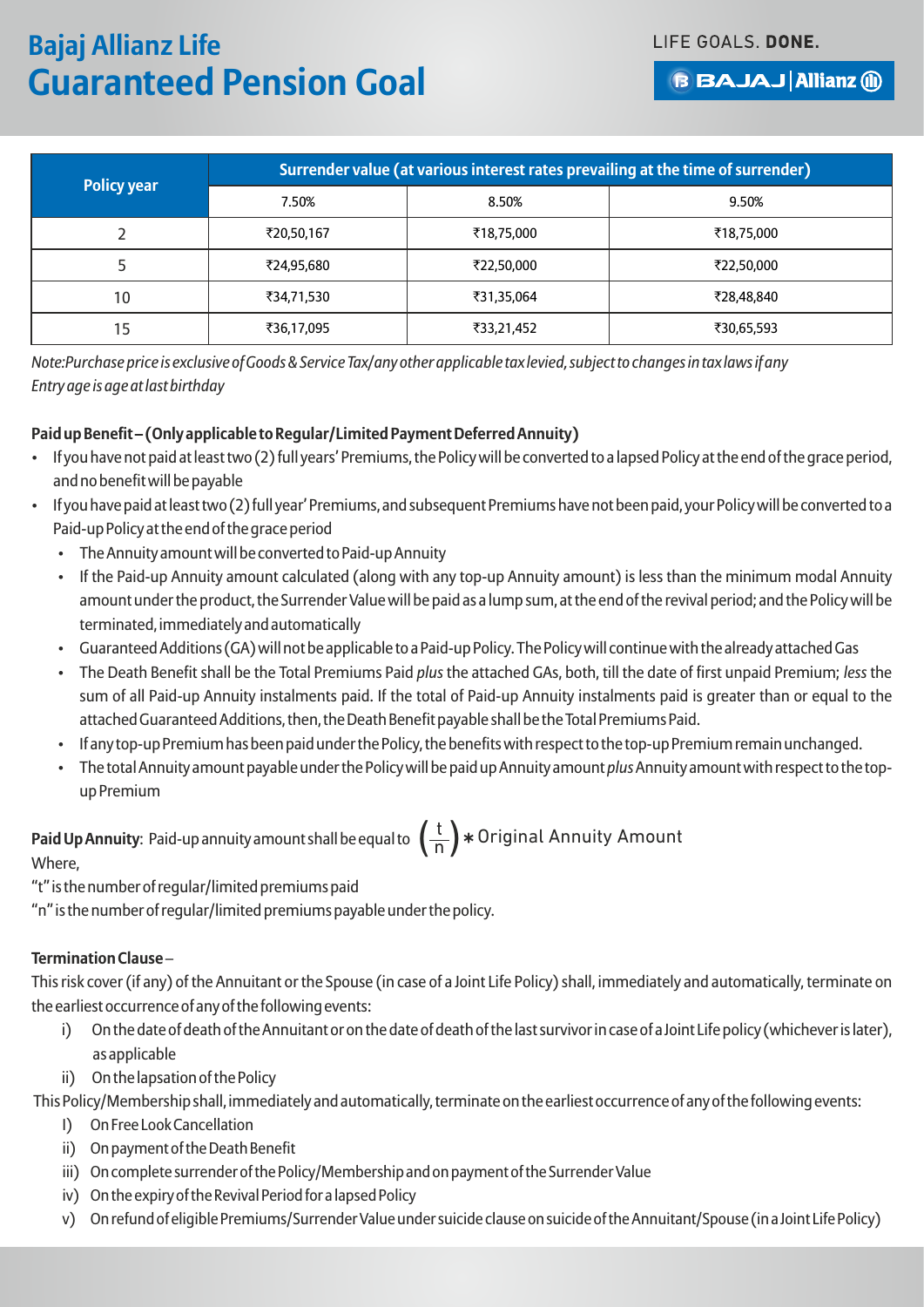| Policy year | Surrender value (at various interest rates prevailing at the time of surrender) | | |
|---|---|---|---|
| | 7.50% | 8.50% | 9.50% |
| 2 | ₹20,50,167 | ₹18,75,000 | ₹18,75,000 |
| 5 | ₹24,95,680 | ₹22,50,000 | ₹22,50,000 |
| 10 | ₹34,71,530 | ₹31,35,064 | ₹28,48,840 |
| 15 | ₹36,17,095 | ₹33,21,452 | ₹30,65,593 |

*Note:Purchase price is exclusive of Goods & Service Tax/any other applicable tax levied, subject to changes in tax laws if any*
*Entry age is age at last birthday*

**Paid up Benefit – (Only applicable to Regular/Limited Payment Deferred Annuity)**

- If you have not paid at least two (2) full years' Premiums, the Policy will be converted to a lapsed Policy at the end of the grace period, and no benefit will be payable
- If you have paid at least two (2) full year' Premiums, and subsequent Premiums have not been paid, your Policy will be converted to a Paid-up Policy at the end of the grace period
  - The Annuity amount will be converted to Paid-up Annuity
  - If the Paid-up Annuity amount calculated (along with any top-up Annuity amount) is less than the minimum modal Annuity amount under the product, the Surrender Value will be paid as a lump sum, at the end of the revival period; and the Policy will be terminated, immediately and automatically
  - Guaranteed Additions (GA) will not be applicable to a Paid-up Policy. The Policy will continue with the already attached Gas
  - The Death Benefit shall be the Total Premiums Paid *plus* the attached GAs, both, till the date of first unpaid Premium; *less* the sum of all Paid-up Annuity instalments paid. If the total of Paid-up Annuity instalments paid is greater than or equal to the attached Guaranteed Additions, then, the Death Benefit payable shall be the Total Premiums Paid.
  - If any top-up Premium has been paid under the Policy, the benefits with respect to the top-up Premium remain unchanged.
  - The total Annuity amount payable under the Policy will be paid up Annuity amount *plus* Annuity amount with respect to the top-up Premium

**Paid Up Annuity**: Paid-up annuity amount shall be equal to $\left(\frac{t}{n}\right) *$ Original Annuity Amount

Where,

"t" is the number of regular/limited premiums paid

"n" is the number of regular/limited premiums payable under the policy.

**Termination Clause** –

This risk cover (if any) of the Annuitant or the Spouse (in case of a Joint Life Policy) shall, immediately and automatically, terminate on the earliest occurrence of any of the following events:

i) On the date of death of the Annuitant or on the date of death of the last survivor in case of a Joint Life policy (whichever is later), as applicable

ii) On the lapsation of the Policy

This Policy/Membership shall, immediately and automatically, terminate on the earliest occurrence of any of the following events:

I) On Free Look Cancellation

ii) On payment of the Death Benefit

iii) On complete surrender of the Policy/Membership and on payment of the Surrender Value

iv) On the expiry of the Revival Period for a lapsed Policy

v) On refund of eligible Premiums/Surrender Value under suicide clause on suicide of the Annuitant/Spouse (in a Joint Life Policy)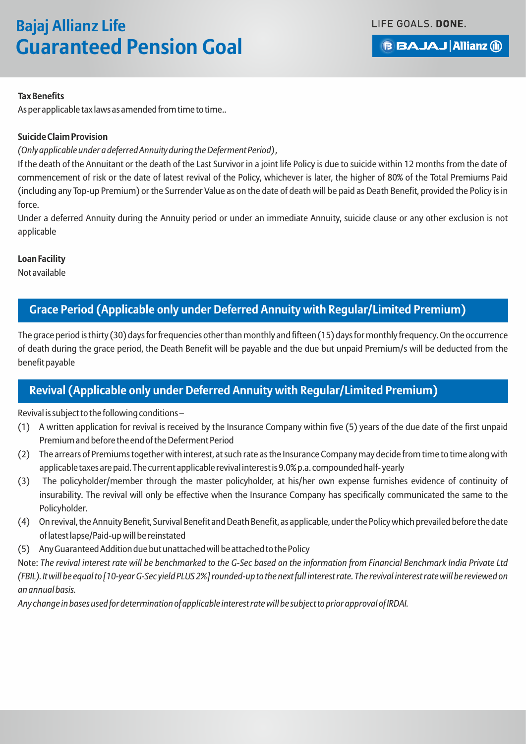**Tax Benefits**

As per applicable tax laws as amended from time to time..

**Suicide Claim Provision**

*(Only applicable under a deferred Annuity during the Deferment Period)*,

If the death of the Annuitant or the death of the Last Survivor in a joint life Policy is due to suicide within 12 months from the date of commencement of risk or the date of latest revival of the Policy, whichever is later, the higher of 80% of the Total Premiums Paid (including any Top-up Premium) or the Surrender Value as on the date of death will be paid as Death Benefit, provided the Policy is in force.

Under a deferred Annuity during the Annuity period or under an immediate Annuity, suicide clause or any other exclusion is not applicable

**Loan Facility**

Not available

## Grace Period (Applicable only under Deferred Annuity with Regular/Limited Premium)

The grace period is thirty (30) days for frequencies other than monthly and fifteen (15) days for monthly frequency. On the occurrence of death during the grace period, the Death Benefit will be payable and the due but unpaid Premium/s will be deducted from the benefit payable

## Revival (Applicable only under Deferred Annuity with Regular/Limited Premium)

Revival is subject to the following conditions –

(1) A written application for revival is received by the Insurance Company within five (5) years of the due date of the first unpaid Premium and before the end of the Deferment Period

(2) The arrears of Premiums together with interest, at such rate as the Insurance Company may decide from time to time along with applicable taxes are paid. The current applicable revival interest is 9.0% p.a. compounded half- yearly

(3) The policyholder/member through the master policyholder, at his/her own expense furnishes evidence of continuity of insurability. The revival will only be effective when the Insurance Company has specifically communicated the same to the Policyholder.

(4) On revival, the Annuity Benefit, Survival Benefit and Death Benefit, as applicable, under the Policy which prevailed before the date of latest lapse/Paid-up will be reinstated

(5) Any Guaranteed Addition due but unattached will be attached to the Policy

Note: *The revival interest rate will be benchmarked to the G-Sec based on the information from Financial Benchmark India Private Ltd (FBIL). It will be equal to [10-year G-Sec yield PLUS 2%] rounded-up to the next full interest rate. The revival interest rate will be reviewed on an annual basis.*

*Any change in bases used for determination of applicable interest rate will be subject to prior approval of IRDAI.*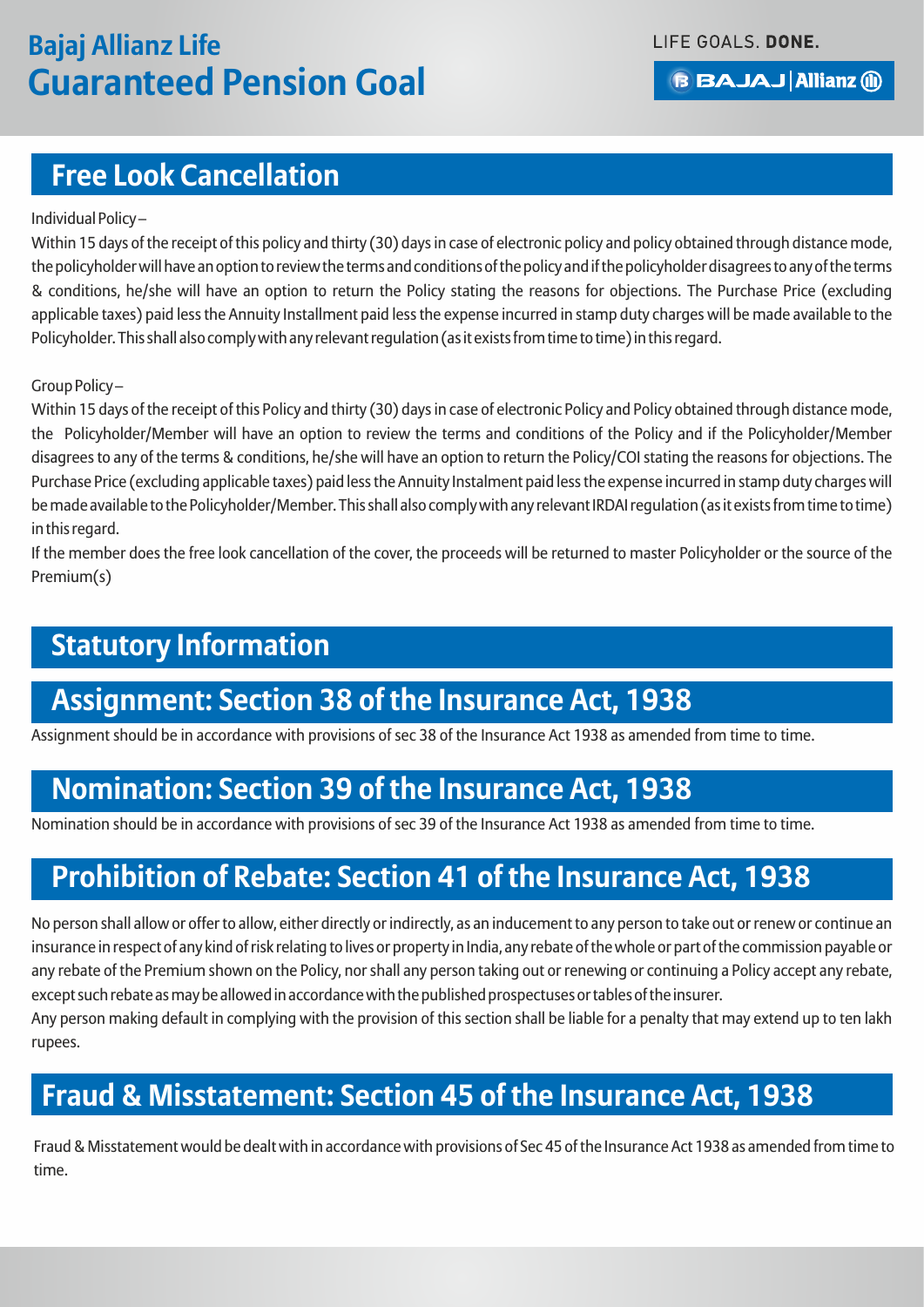## Free Look Cancellation

Individual Policy –

Within 15 days of the receipt of this policy and thirty (30) days in case of electronic policy and policy obtained through distance mode, the policyholder will have an option to review the terms and conditions of the policy and if the policyholder disagrees to any of the terms & conditions, he/she will have an option to return the Policy stating the reasons for objections. The Purchase Price (excluding applicable taxes) paid less the Annuity Installment paid less the expense incurred in stamp duty charges will be made available to the Policyholder. This shall also comply with any relevant regulation (as it exists from time to time) in this regard.

Group Policy –

Within 15 days of the receipt of this Policy and thirty (30) days in case of electronic Policy and Policy obtained through distance mode, the Policyholder/Member will have an option to review the terms and conditions of the Policy and if the Policyholder/Member disagrees to any of the terms & conditions, he/she will have an option to return the Policy/COI stating the reasons for objections. The Purchase Price (excluding applicable taxes) paid less the Annuity Instalment paid less the expense incurred in stamp duty charges will be made available to the Policyholder/Member. This shall also comply with any relevant IRDAI regulation (as it exists from time to time) in this regard.

If the member does the free look cancellation of the cover, the proceeds will be returned to master Policyholder or the source of the Premium(s)

## Statutory Information

## Assignment: Section 38 of the Insurance Act, 1938

Assignment should be in accordance with provisions of sec 38 of the Insurance Act 1938 as amended from time to time.

## Nomination: Section 39 of the Insurance Act, 1938

Nomination should be in accordance with provisions of sec 39 of the Insurance Act 1938 as amended from time to time.

## Prohibition of Rebate: Section 41 of the Insurance Act, 1938

No person shall allow or offer to allow, either directly or indirectly, as an inducement to any person to take out or renew or continue an insurance in respect of any kind of risk relating to lives or property in India, any rebate of the whole or part of the commission payable or any rebate of the Premium shown on the Policy, nor shall any person taking out or renewing or continuing a Policy accept any rebate, except such rebate as may be allowed in accordance with the published prospectuses or tables of the insurer.

Any person making default in complying with the provision of this section shall be liable for a penalty that may extend up to ten lakh rupees.

## Fraud & Misstatement: Section 45 of the Insurance Act, 1938

Fraud & Misstatement would be dealt with in accordance with provisions of Sec 45 of the Insurance Act 1938 as amended from time to time.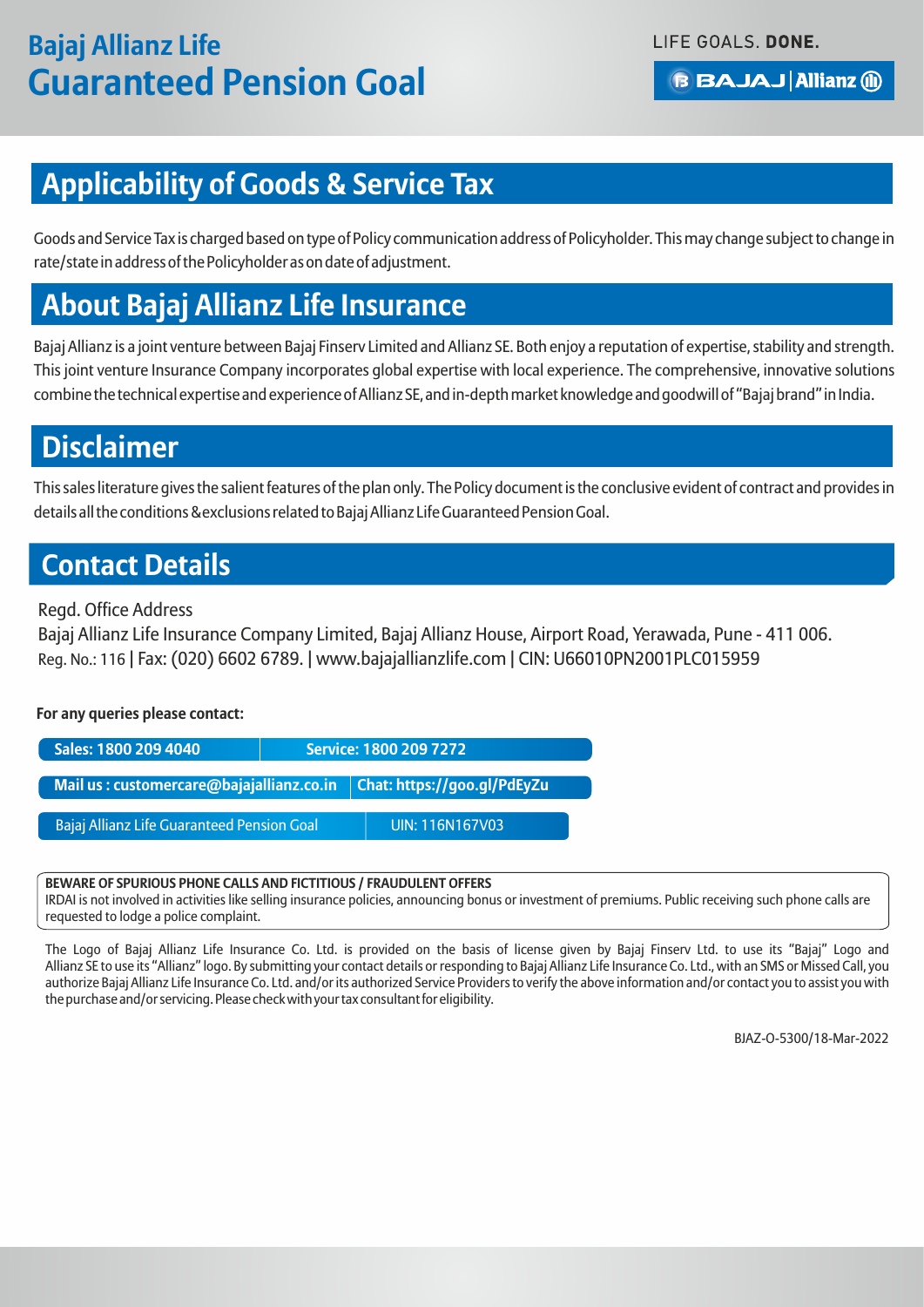# Bajaj Allianz Life Guaranteed Pension Goal

LIFE GOALS. **DONE.**

## Applicability of Goods & Service Tax

Goods and Service Tax is charged based on type of Policy communication address of Policyholder. This may change subject to change in rate/state in address of the Policyholder as on date of adjustment.

## About Bajaj Allianz Life Insurance

Bajaj Allianz is a joint venture between Bajaj Finserv Limited and Allianz SE. Both enjoy a reputation of expertise, stability and strength. This joint venture Insurance Company incorporates global expertise with local experience. The comprehensive, innovative solutions combine the technical expertise and experience of Allianz SE, and in-depth market knowledge and goodwill of "Bajaj brand" in India.

## Disclaimer

This sales literature gives the salient features of the plan only. The Policy document is the conclusive evident of contract and provides in details all the conditions & exclusions related to Bajaj Allianz Life Guaranteed Pension Goal.

## Contact Details

Regd. Office Address
Bajaj Allianz Life Insurance Company Limited, Bajaj Allianz House, Airport Road, Yerawada, Pune - 411 006.
Reg. No.: 116 | Fax: (020) 6602 6789. | www.bajajallianzlife.com | CIN: U66010PN2001PLC015959

**For any queries please contact:**

| | |
|---|---|
| **Sales: 1800 209 4040** | **Service: 1800 209 7272** |
| **Mail us : customercare@bajajallianz.co.in** | **Chat: https://goo.gl/PdEyZu** |
| Bajaj Allianz Life Guaranteed Pension Goal | UIN: 116N167V03 |

**BEWARE OF SPURIOUS PHONE CALLS AND FICTITIOUS / FRAUDULENT OFFERS**
IRDAI is not involved in activities like selling insurance policies, announcing bonus or investment of premiums. Public receiving such phone calls are requested to lodge a police complaint.

The Logo of Bajaj Allianz Life Insurance Co. Ltd. is provided on the basis of license given by Bajaj Finserv Ltd. to use its "Bajaj" Logo and Allianz SE to use its "Allianz" logo. By submitting your contact details or responding to Bajaj Allianz Life Insurance Co. Ltd., with an SMS or Missed Call, you authorize Bajaj Allianz Life Insurance Co. Ltd. and/or its authorized Service Providers to verify the above information and/or contact you to assist you with the purchase and/or servicing. Please check with your tax consultant for eligibility.

BJAZ-O-5300/18-Mar-2022